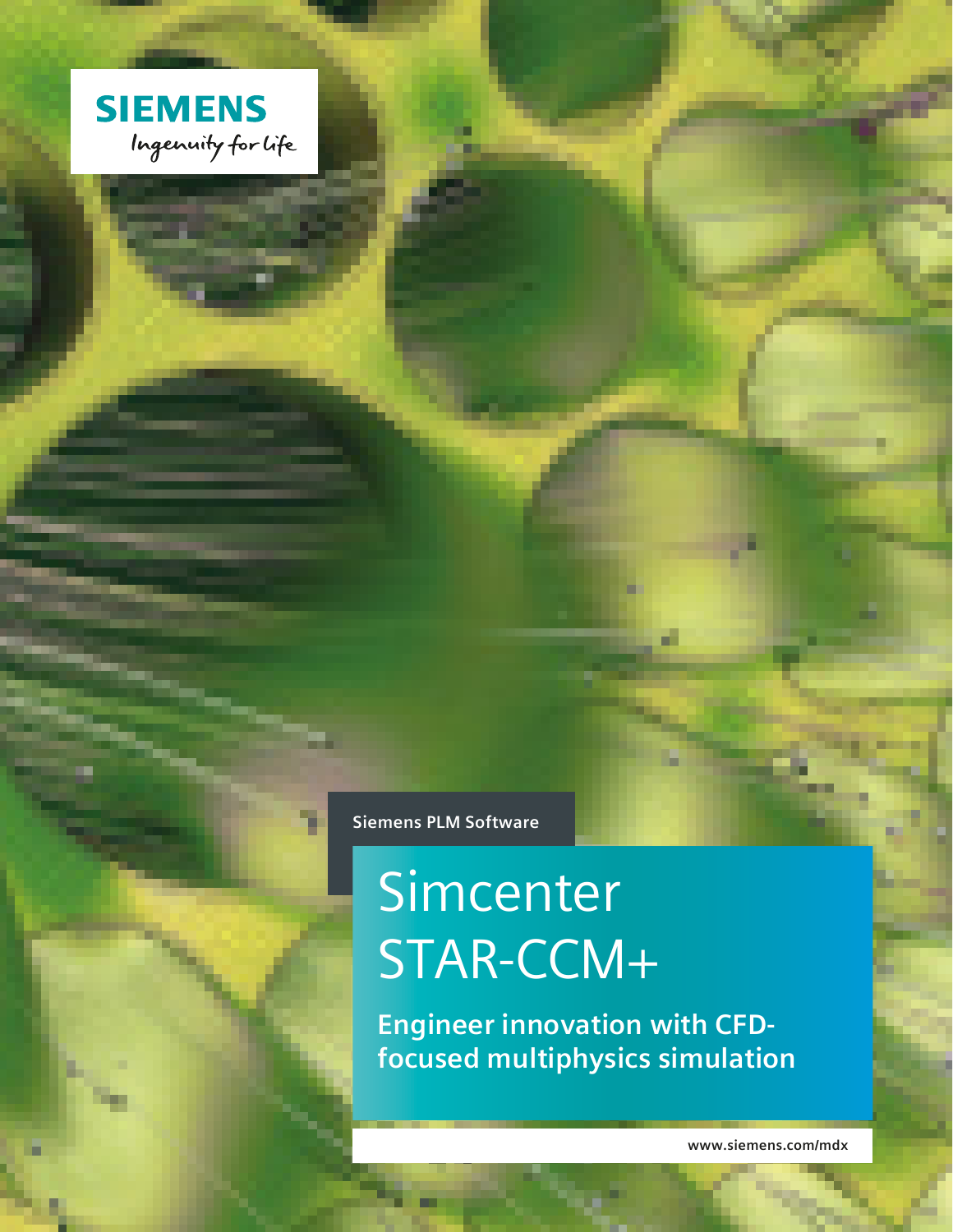SIEMENS

Ingenuity for life

Siemens PLM Software

# Simcenter STAR-CCM+

**Engineer innovation with CFD-focused multiphysics simulation**

www.siemens.com/mdx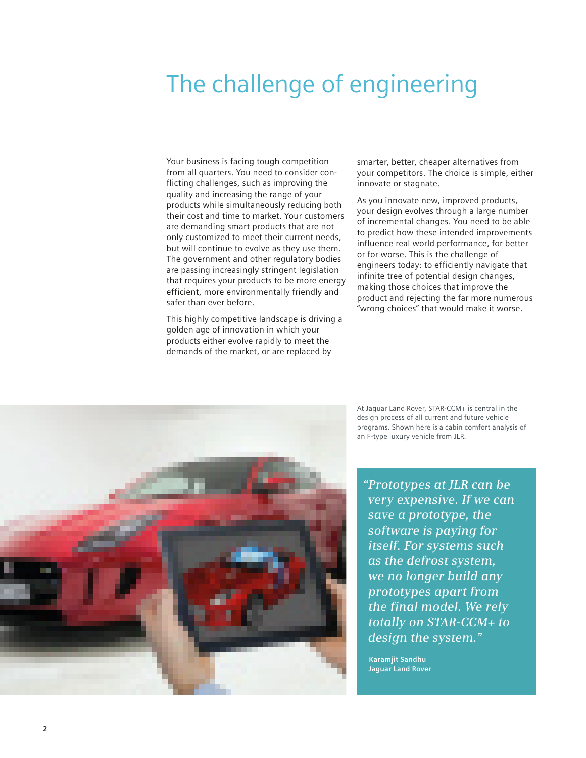# The challenge of engineering

Your business is facing tough competition from all quarters. You need to consider conflicting challenges, such as improving the quality and increasing the range of your products while simultaneously reducing both their cost and time to market. Your customers are demanding smart products that are not only customized to meet their current needs, but will continue to evolve as they use them. The government and other regulatory bodies are passing increasingly stringent legislation that requires your products to be more energy efficient, more environmentally friendly and safer than ever before.

This highly competitive landscape is driving a golden age of innovation in which your products either evolve rapidly to meet the demands of the market, or are replaced by smarter, better, cheaper alternatives from your competitors. The choice is simple, either innovate or stagnate.

As you innovate new, improved products, your design evolves through a large number of incremental changes. You need to be able to predict how these intended improvements influence real world performance, for better or for worse. This is the challenge of engineers today: to efficiently navigate that infinite tree of potential design changes, making those choices that improve the product and rejecting the far more numerous "wrong choices" that would make it worse.

At Jaguar Land Rover, STAR-CCM+ is central in the design process of all current and future vehicle programs. Shown here is a cabin comfort analysis of an F-type luxury vehicle from JLR.

> *"Prototypes at JLR can be very expensive. If we can save a prototype, the software is paying for itself. For systems such as the defrost system, we no longer build any prototypes apart from the final model. We rely totally on STAR-CCM+ to design the system."*
>
> **Karamjit Sandhu**
> **Jaguar Land Rover**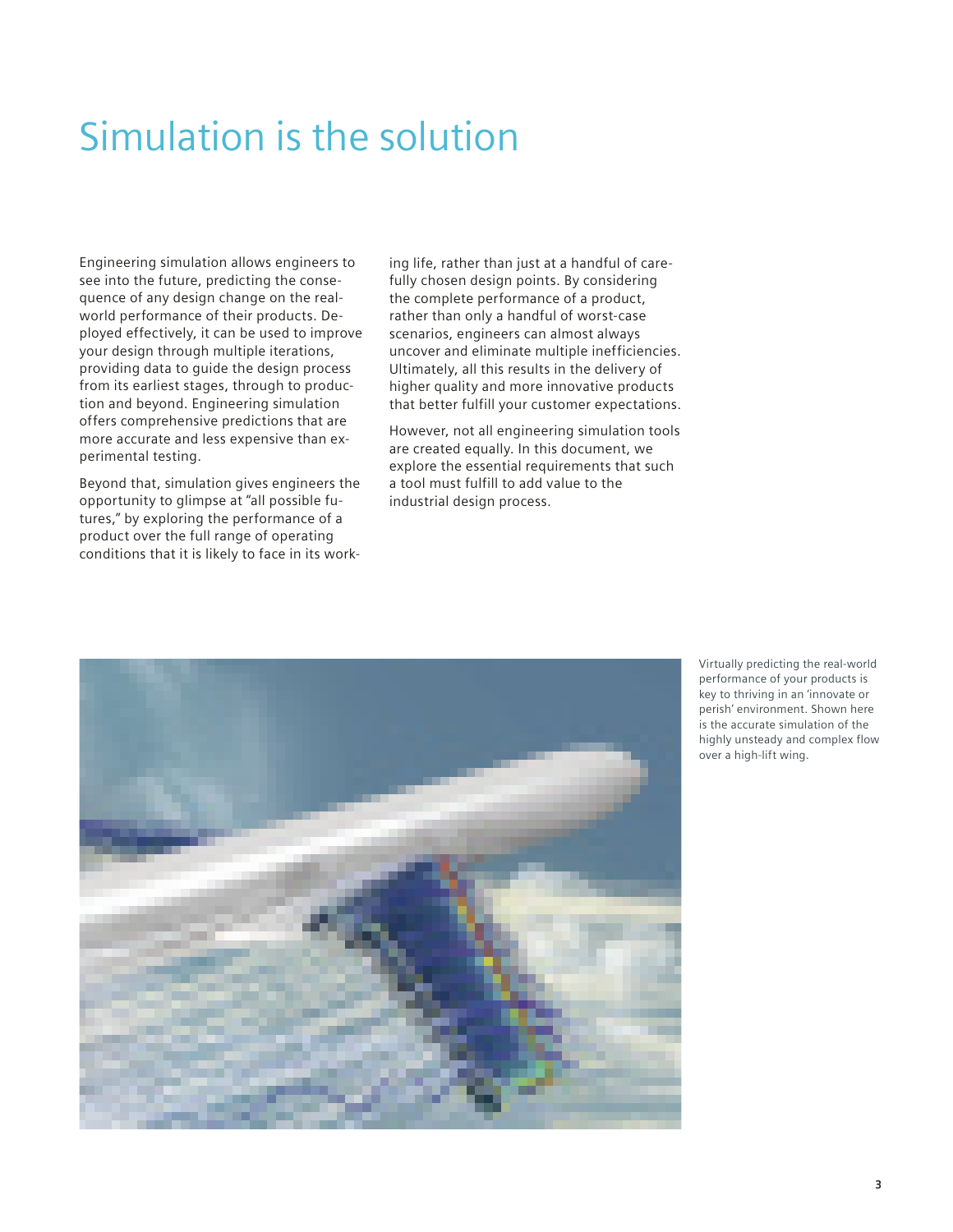# Simulation is the solution

Engineering simulation allows engineers to see into the future, predicting the consequence of any design change on the real-world performance of their products. Deployed effectively, it can be used to improve your design through multiple iterations, providing data to guide the design process from its earliest stages, through to production and beyond. Engineering simulation offers comprehensive predictions that are more accurate and less expensive than experimental testing.

Beyond that, simulation gives engineers the opportunity to glimpse at "all possible futures," by exploring the performance of a product over the full range of operating conditions that it is likely to face in its working life, rather than just at a handful of carefully chosen design points. By considering the complete performance of a product, rather than only a handful of worst-case scenarios, engineers can almost always uncover and eliminate multiple inefficiencies. Ultimately, all this results in the delivery of higher quality and more innovative products that better fulfill your customer expectations.

However, not all engineering simulation tools are created equally. In this document, we explore the essential requirements that such a tool must fulfill to add value to the industrial design process.

Virtually predicting the real-world performance of your products is key to thriving in an 'innovate or perish' environment. Shown here is the accurate simulation of the highly unsteady and complex flow over a high-lift wing.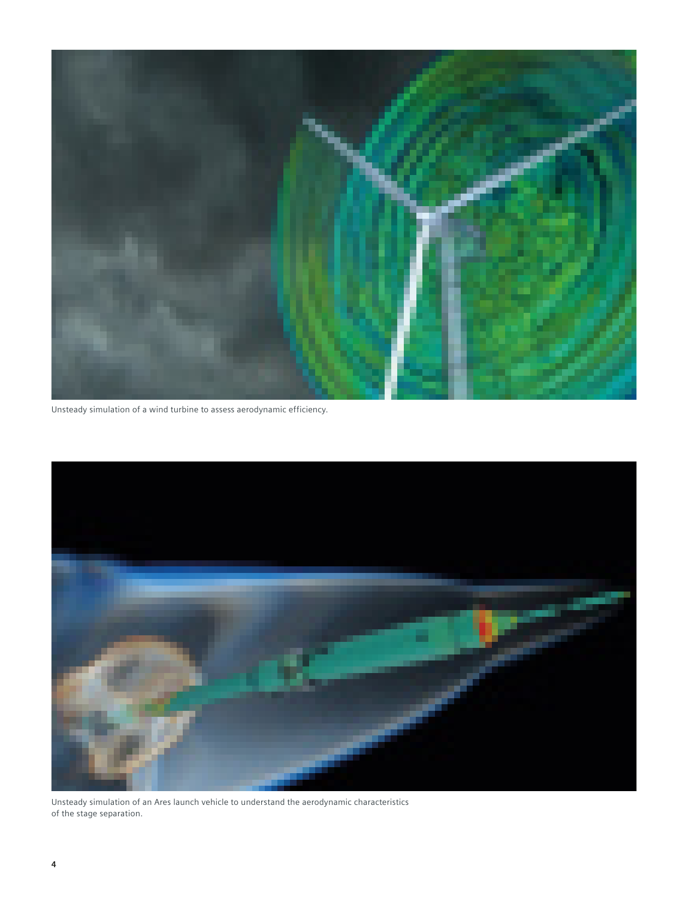Unsteady simulation of a wind turbine to assess aerodynamic efficiency.

Unsteady simulation of an Ares launch vehicle to understand the aerodynamic characteristics of the stage separation.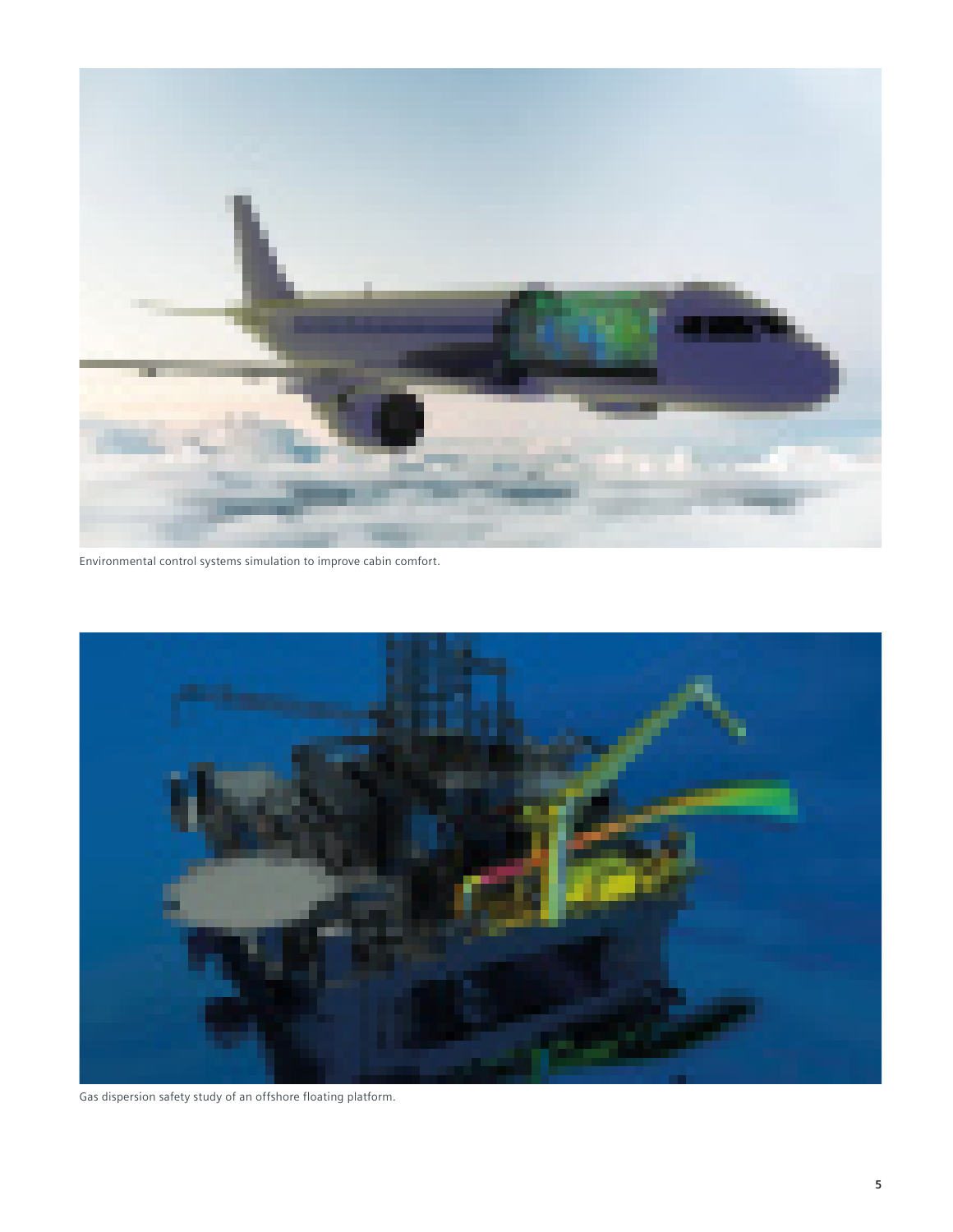Environmental control systems simulation to improve cabin comfort.

Gas dispersion safety study of an offshore floating platform.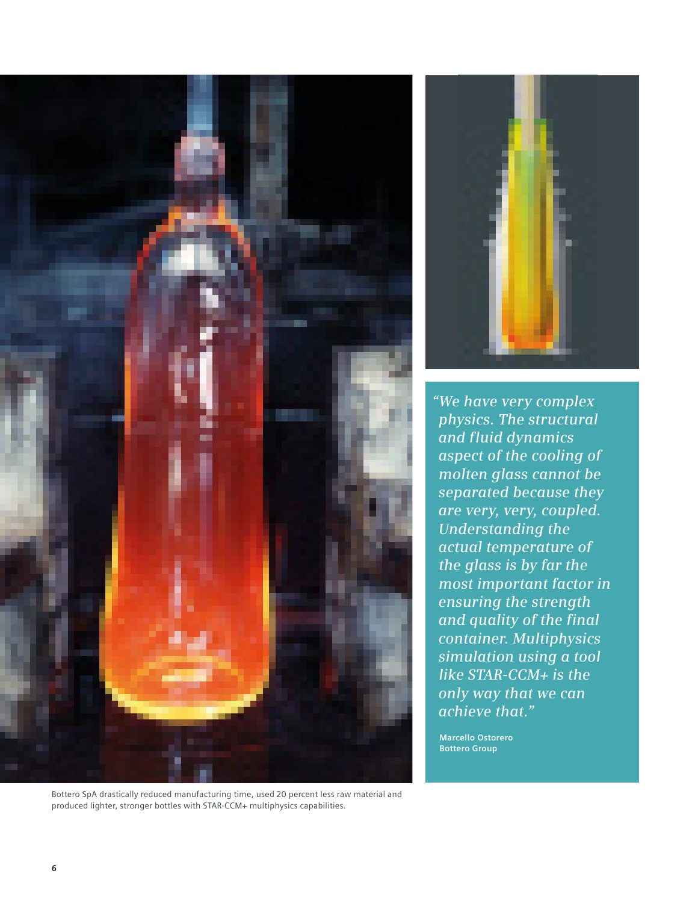*"We have very complex physics. The structural and fluid dynamics aspect of the cooling of molten glass cannot be separated because they are very, very, coupled. Understanding the actual temperature of the glass is by far the most important factor in ensuring the strength and quality of the final container. Multiphysics simulation using a tool like STAR-CCM+ is the only way that we can achieve that."*

**Marcello Ostorero**
**Bottero Group**

Bottero SpA drastically reduced manufacturing time, used 20 percent less raw material and produced lighter, stronger bottles with STAR-CCM+ multiphysics capabilities.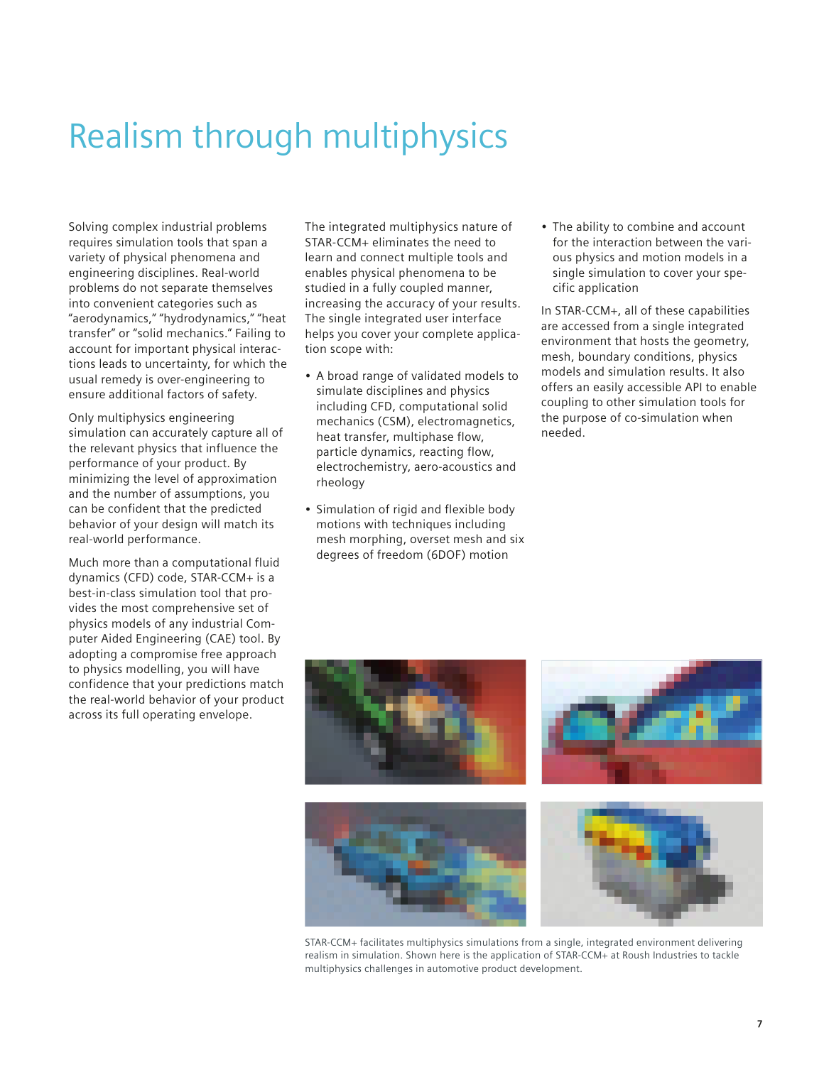# Realism through multiphysics

Solving complex industrial problems requires simulation tools that span a variety of physical phenomena and engineering disciplines. Real-world problems do not separate themselves into convenient categories such as "aerodynamics," "hydrodynamics," "heat transfer" or "solid mechanics." Failing to account for important physical interactions leads to uncertainty, for which the usual remedy is over-engineering to ensure additional factors of safety.

Only multiphysics engineering simulation can accurately capture all of the relevant physics that influence the performance of your product. By minimizing the level of approximation and the number of assumptions, you can be confident that the predicted behavior of your design will match its real-world performance.

Much more than a computational fluid dynamics (CFD) code, STAR-CCM+ is a best-in-class simulation tool that provides the most comprehensive set of physics models of any industrial Computer Aided Engineering (CAE) tool. By adopting a compromise free approach to physics modelling, you will have confidence that your predictions match the real-world behavior of your product across its full operating envelope.

The integrated multiphysics nature of STAR-CCM+ eliminates the need to learn and connect multiple tools and enables physical phenomena to be studied in a fully coupled manner, increasing the accuracy of your results. The single integrated user interface helps you cover your complete application scope with:

- A broad range of validated models to simulate disciplines and physics including CFD, computational solid mechanics (CSM), electromagnetics, heat transfer, multiphase flow, particle dynamics, reacting flow, electrochemistry, aero-acoustics and rheology
- Simulation of rigid and flexible body motions with techniques including mesh morphing, overset mesh and six degrees of freedom (6DOF) motion
- The ability to combine and account for the interaction between the various physics and motion models in a single simulation to cover your specific application

In STAR-CCM+, all of these capabilities are accessed from a single integrated environment that hosts the geometry, mesh, boundary conditions, physics models and simulation results. It also offers an easily accessible API to enable coupling to other simulation tools for the purpose of co-simulation when needed.

STAR-CCM+ facilitates multiphysics simulations from a single, integrated environment delivering realism in simulation. Shown here is the application of STAR-CCM+ at Roush Industries to tackle multiphysics challenges in automotive product development.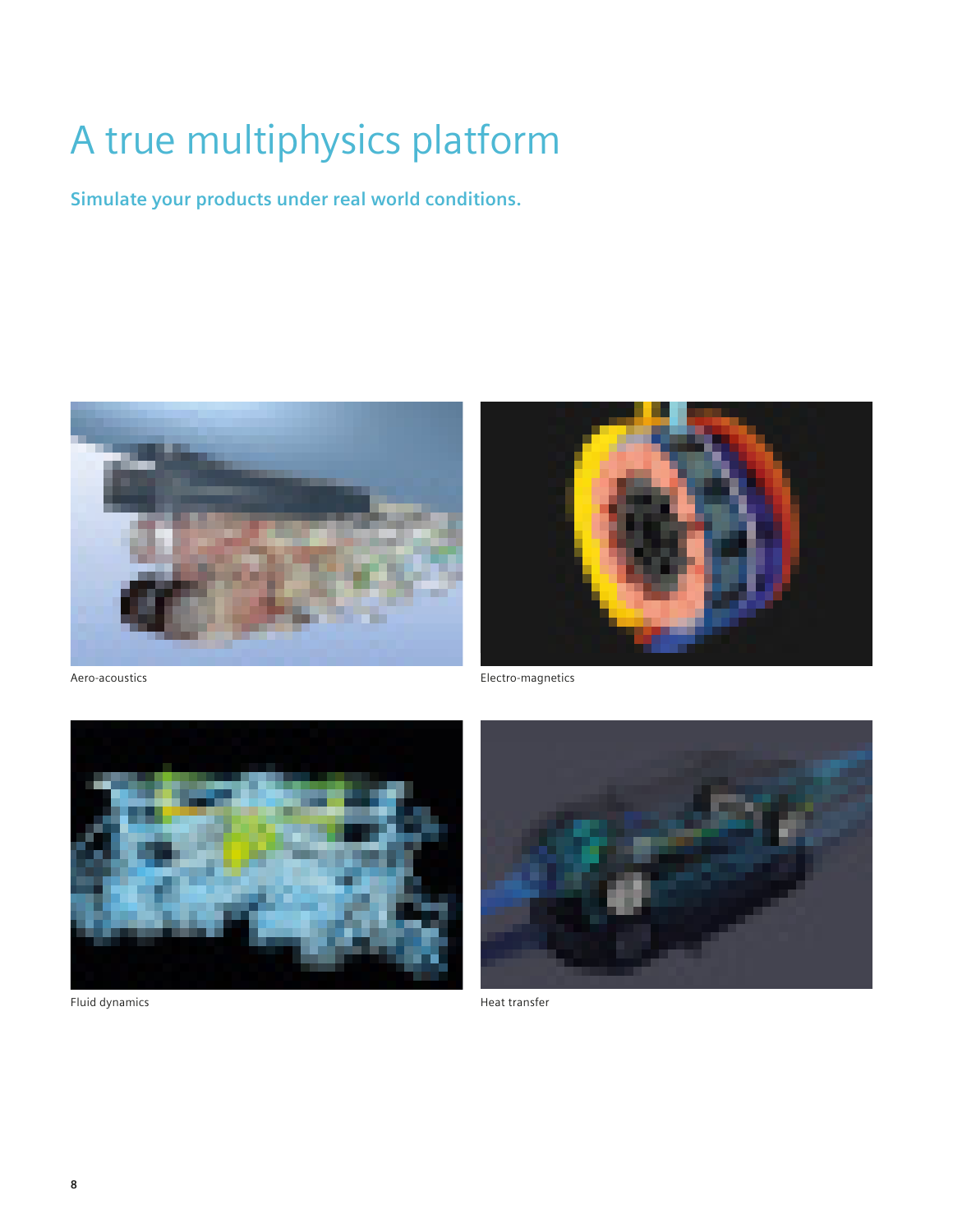# A true multiphysics platform

**Simulate your products under real world conditions.**

Aero-acoustics

Electro-magnetics

Fluid dynamics

Heat transfer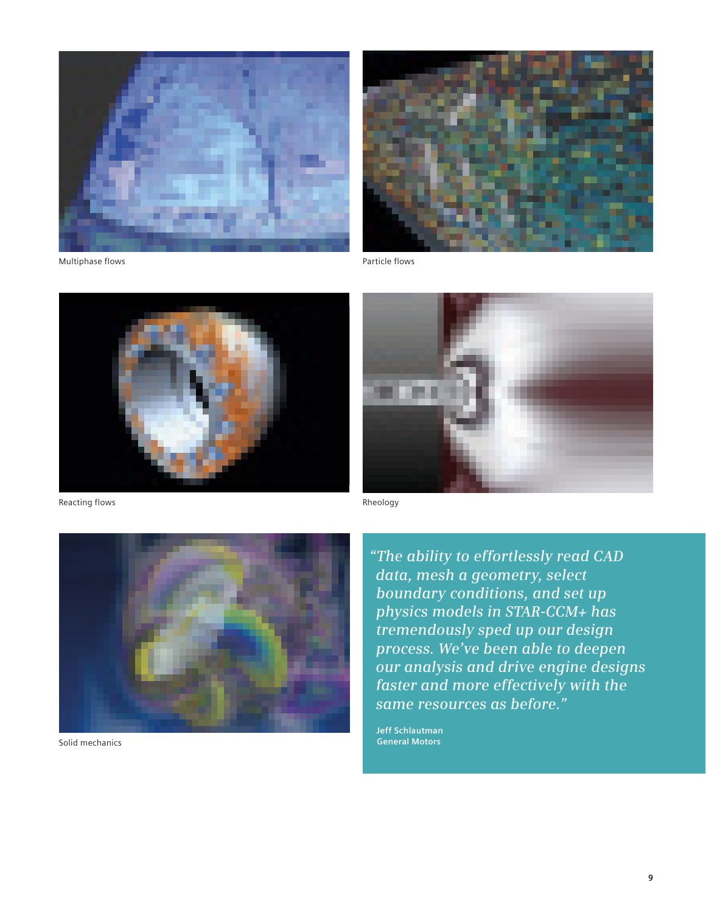Multiphase flows

Particle flows

Reacting flows

Rheology

Solid mechanics

*"The ability to effortlessly read CAD data, mesh a geometry, select boundary conditions, and set up physics models in STAR-CCM+ has tremendously sped up our design process. We've been able to deepen our analysis and drive engine designs faster and more effectively with the same resources as before."*

**Jeff Schlautman**
**General Motors**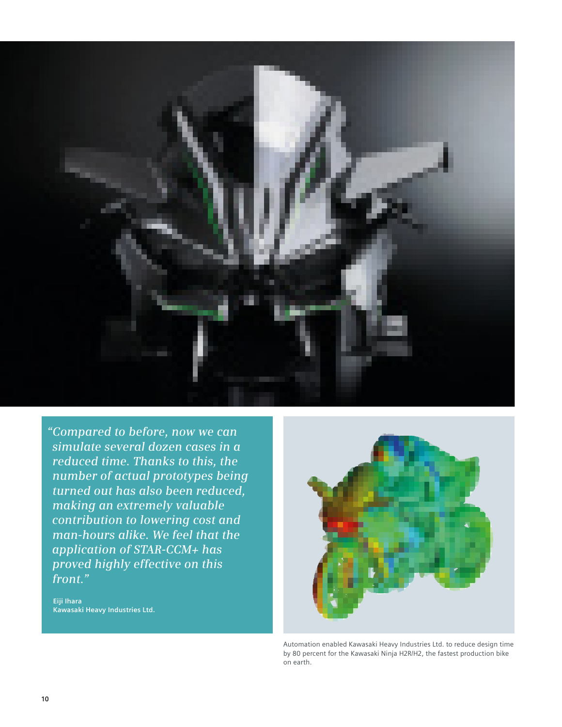*"Compared to before, now we can simulate several dozen cases in a reduced time. Thanks to this, the number of actual prototypes being turned out has also been reduced, making an extremely valuable contribution to lowering cost and man-hours alike. We feel that the application of STAR-CCM+ has proved highly effective on this front."*

**Eiji Ihara**
**Kawasaki Heavy Industries Ltd.**

Automation enabled Kawasaki Heavy Industries Ltd. to reduce design time by 80 percent for the Kawasaki Ninja H2R/H2, the fastest production bike on earth.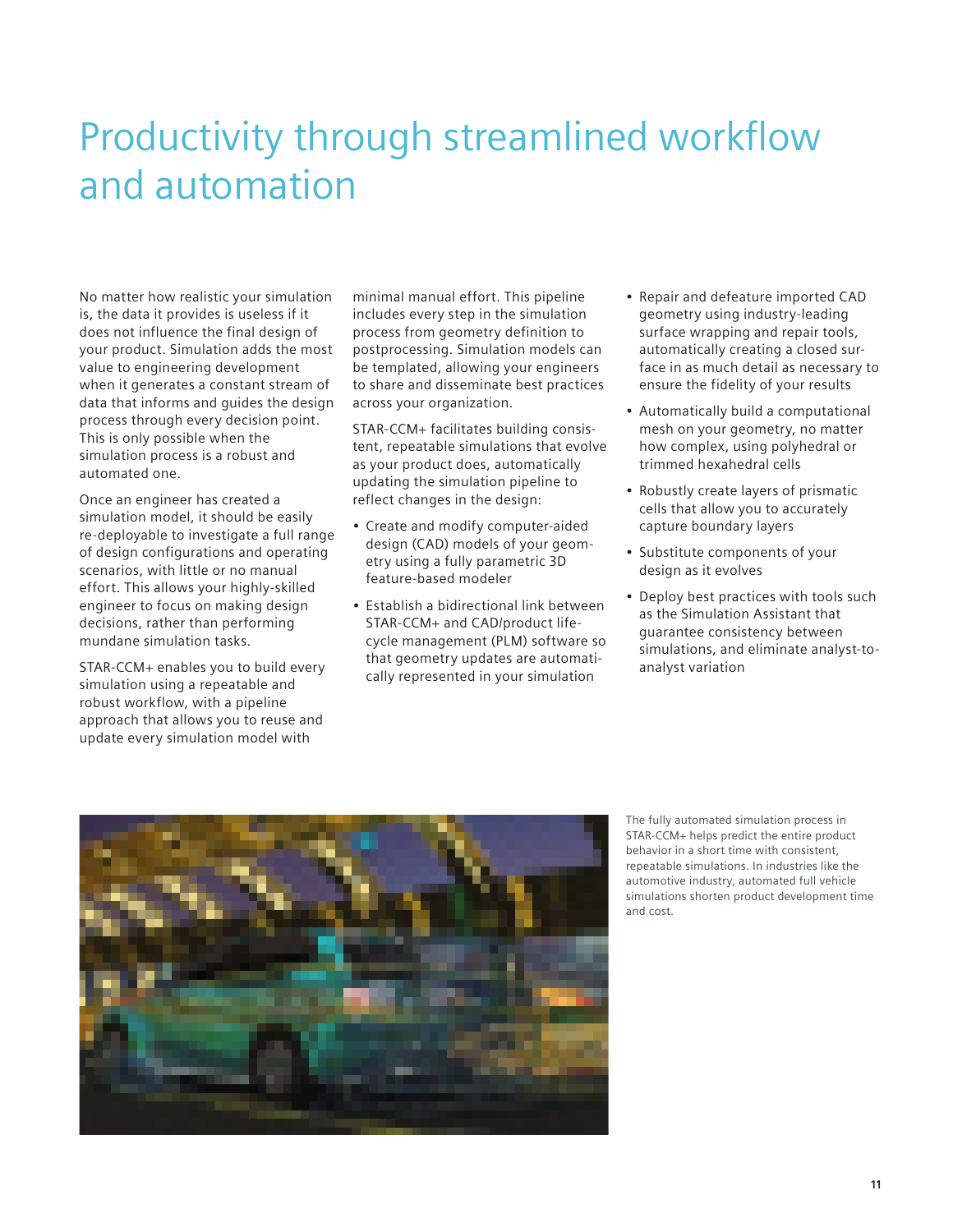# Productivity through streamlined workflow and automation

No matter how realistic your simulation is, the data it provides is useless if it does not influence the final design of your product. Simulation adds the most value to engineering development when it generates a constant stream of data that informs and guides the design process through every decision point. This is only possible when the simulation process is a robust and automated one.

Once an engineer has created a simulation model, it should be easily re-deployable to investigate a full range of design configurations and operating scenarios, with little or no manual effort. This allows your highly-skilled engineer to focus on making design decisions, rather than performing mundane simulation tasks.

STAR-CCM+ enables you to build every simulation using a repeatable and robust workflow, with a pipeline approach that allows you to reuse and update every simulation model with minimal manual effort. This pipeline includes every step in the simulation process from geometry definition to postprocessing. Simulation models can be templated, allowing your engineers to share and disseminate best practices across your organization.

STAR-CCM+ facilitates building consistent, repeatable simulations that evolve as your product does, automatically updating the simulation pipeline to reflect changes in the design:

- Create and modify computer-aided design (CAD) models of your geometry using a fully parametric 3D feature-based modeler
- Establish a bidirectional link between STAR-CCM+ and CAD/product lifecycle management (PLM) software so that geometry updates are automatically represented in your simulation
- Repair and defeature imported CAD geometry using industry-leading surface wrapping and repair tools, automatically creating a closed surface in as much detail as necessary to ensure the fidelity of your results
- Automatically build a computational mesh on your geometry, no matter how complex, using polyhedral or trimmed hexahedral cells
- Robustly create layers of prismatic cells that allow you to accurately capture boundary layers
- Substitute components of your design as it evolves
- Deploy best practices with tools such as the Simulation Assistant that guarantee consistency between simulations, and eliminate analyst-to-analyst variation

The fully automated simulation process in STAR-CCM+ helps predict the entire product behavior in a short time with consistent, repeatable simulations. In industries like the automotive industry, automated full vehicle simulations shorten product development time and cost.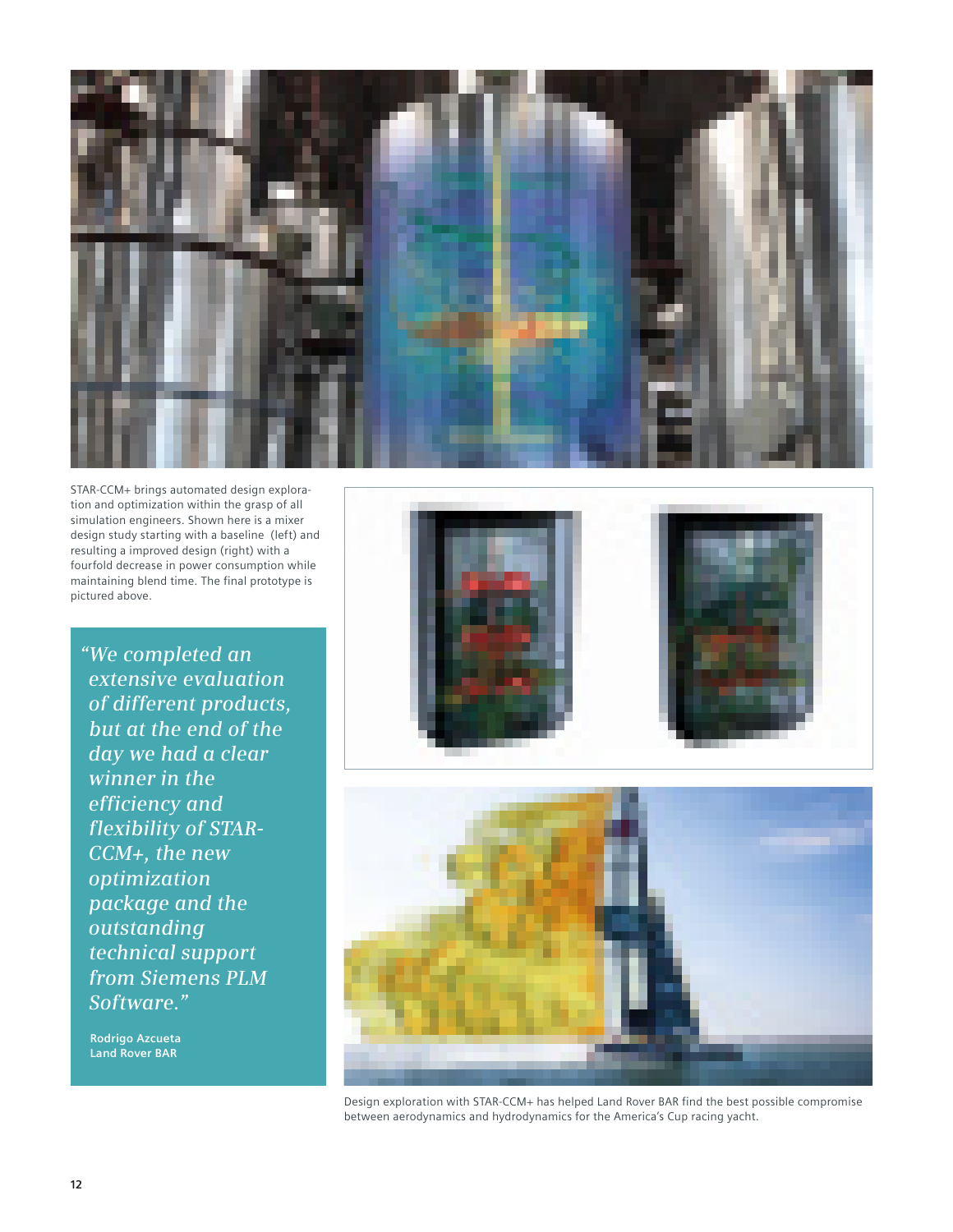STAR-CCM+ brings automated design exploration and optimization within the grasp of all simulation engineers. Shown here is a mixer design study starting with a baseline (left) and resulting a improved design (right) with a fourfold decrease in power consumption while maintaining blend time. The final prototype is pictured above.

> *"We completed an extensive evaluation of different products, but at the end of the day we had a clear winner in the efficiency and flexibility of STAR-CCM+, the new optimization package and the outstanding technical support from Siemens PLM Software."*
>
> **Rodrigo Azcueta**
> **Land Rover BAR**

Design exploration with STAR-CCM+ has helped Land Rover BAR find the best possible compromise between aerodynamics and hydrodynamics for the America's Cup racing yacht.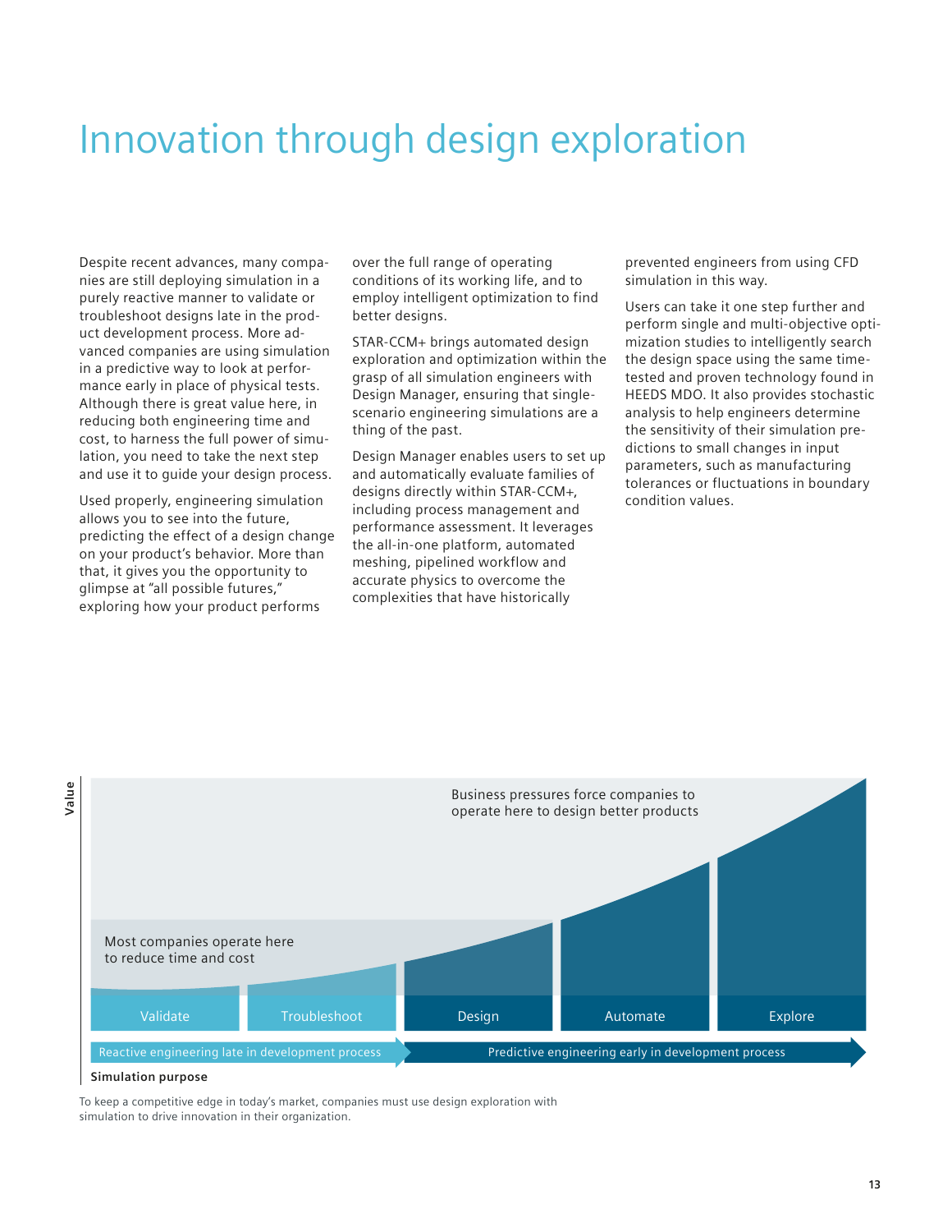# Innovation through design exploration

Despite recent advances, many companies are still deploying simulation in a purely reactive manner to validate or troubleshoot designs late in the product development process. More advanced companies are using simulation in a predictive way to look at performance early in place of physical tests. Although there is great value here, in reducing both engineering time and cost, to harness the full power of simulation, you need to take the next step and use it to guide your design process.

Used properly, engineering simulation allows you to see into the future, predicting the effect of a design change on your product's behavior. More than that, it gives you the opportunity to glimpse at "all possible futures," exploring how your product performs over the full range of operating conditions of its working life, and to employ intelligent optimization to find better designs.

STAR-CCM+ brings automated design exploration and optimization within the grasp of all simulation engineers with Design Manager, ensuring that single-scenario engineering simulations are a thing of the past.

Design Manager enables users to set up and automatically evaluate families of designs directly within STAR-CCM+, including process management and performance assessment. It leverages the all-in-one platform, automated meshing, pipelined workflow and accurate physics to overcome the complexities that have historically prevented engineers from using CFD simulation in this way.

Users can take it one step further and perform single and multi-objective optimization studies to intelligently search the design space using the same time-tested and proven technology found in HEEDS MDO. It also provides stochastic analysis to help engineers determine the sensitivity of their simulation predictions to small changes in input parameters, such as manufacturing tolerances or fluctuations in boundary condition values.

Value

Business pressures force companies to operate here to design better products

Most companies operate here to reduce time and cost

Validate | Troubleshoot | Design | Automate | Explore

Reactive engineering late in development process → Predictive engineering early in development process

Simulation purpose

To keep a competitive edge in today's market, companies must use design exploration with simulation to drive innovation in their organization.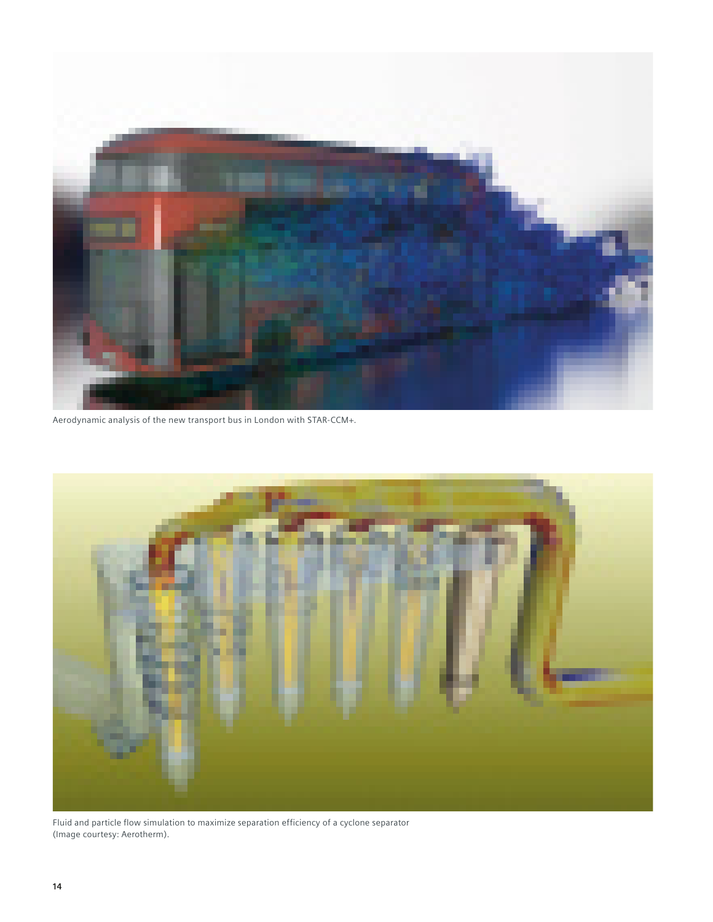Aerodynamic analysis of the new transport bus in London with STAR-CCM+.

Fluid and particle flow simulation to maximize separation efficiency of a cyclone separator (Image courtesy: Aerotherm).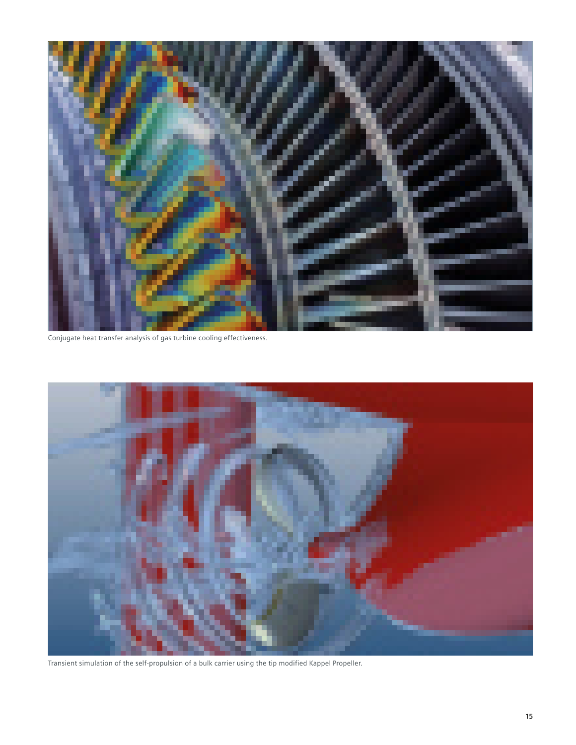Conjugate heat transfer analysis of gas turbine cooling effectiveness.

Transient simulation of the self-propulsion of a bulk carrier using the tip modified Kappel Propeller.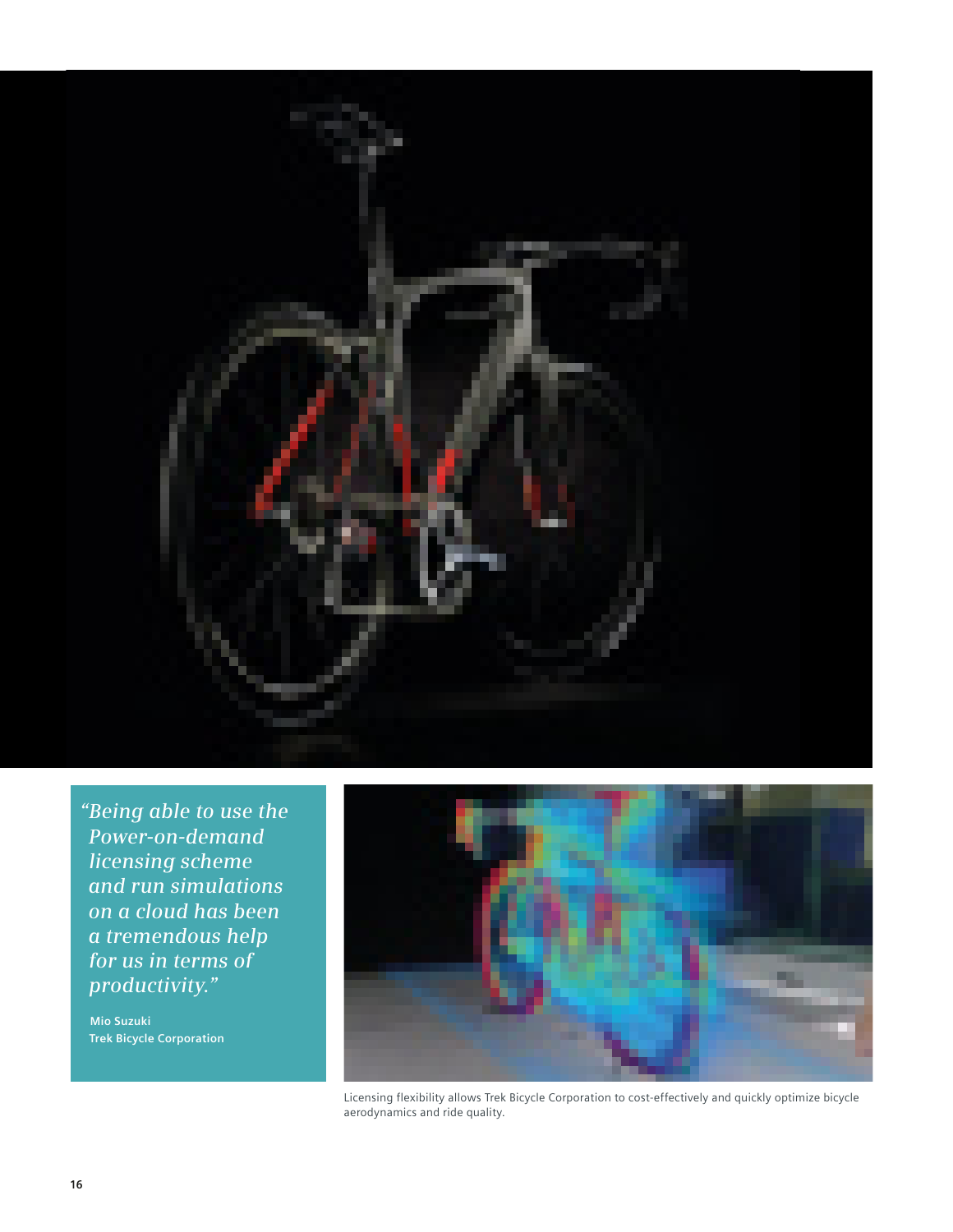*"Being able to use the Power-on-demand licensing scheme and run simulations on a cloud has been a tremendous help for us in terms of productivity."*

**Mio Suzuki**
**Trek Bicycle Corporation**

Licensing flexibility allows Trek Bicycle Corporation to cost-effectively and quickly optimize bicycle aerodynamics and ride quality.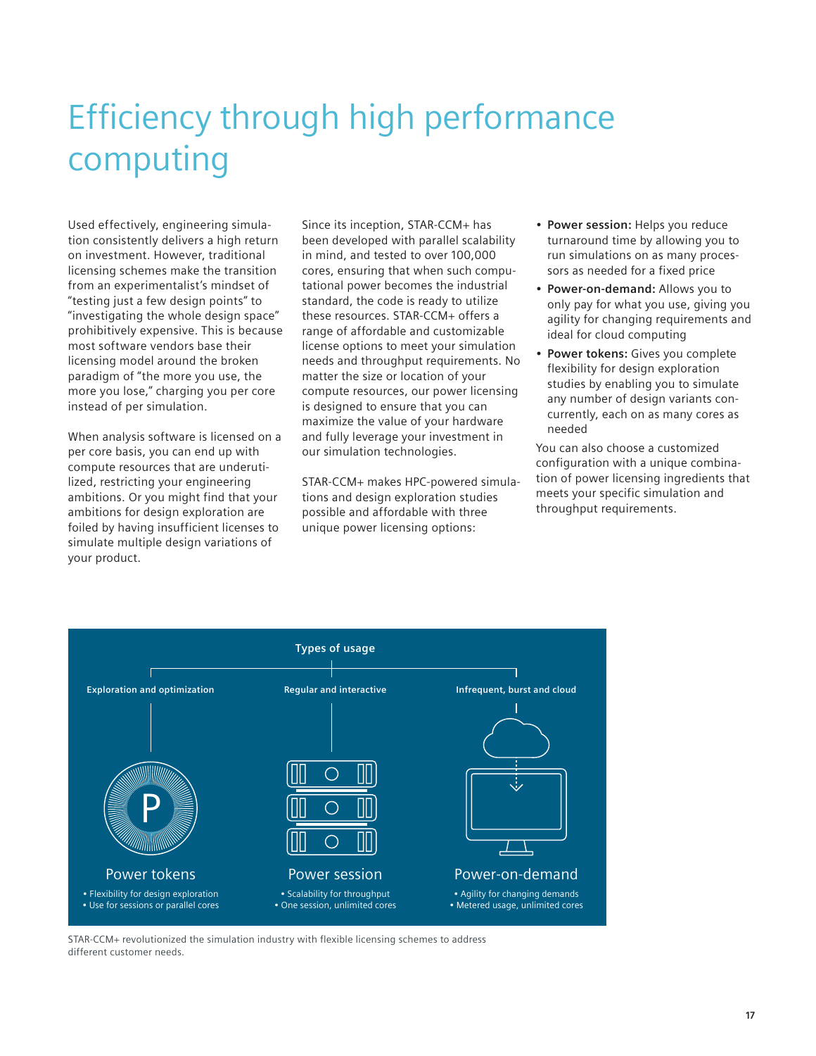# Efficiency through high performance computing

Used effectively, engineering simulation consistently delivers a high return on investment. However, traditional licensing schemes make the transition from an experimentalist's mindset of "testing just a few design points" to "investigating the whole design space" prohibitively expensive. This is because most software vendors base their licensing model around the broken paradigm of "the more you use, the more you lose," charging you per core instead of per simulation.

When analysis software is licensed on a per core basis, you can end up with compute resources that are underutilized, restricting your engineering ambitions. Or you might find that your ambitions for design exploration are foiled by having insufficient licenses to simulate multiple design variations of your product.

Since its inception, STAR-CCM+ has been developed with parallel scalability in mind, and tested to over 100,000 cores, ensuring that when such computational power becomes the industrial standard, the code is ready to utilize these resources. STAR-CCM+ offers a range of affordable and customizable license options to meet your simulation needs and throughput requirements. No matter the size or location of your compute resources, our power licensing is designed to ensure that you can maximize the value of your hardware and fully leverage your investment in our simulation technologies.

STAR-CCM+ makes HPC-powered simulations and design exploration studies possible and affordable with three unique power licensing options:

- **Power session:** Helps you reduce turnaround time by allowing you to run simulations on as many processors as needed for a fixed price
- **Power-on-demand:** Allows you to only pay for what you use, giving you agility for changing requirements and ideal for cloud computing
- **Power tokens:** Gives you complete flexibility for design exploration studies by enabling you to simulate any number of design variants concurrently, each on as many cores as needed

You can also choose a customized configuration with a unique combination of power licensing ingredients that meets your specific simulation and throughput requirements.

**Types of usage**

| Exploration and optimization | Regular and interactive | Infrequent, burst and cloud |
|---|---|---|
| **Power tokens** | **Power session** | **Power-on-demand** |
| • Flexibility for design exploration<br>• Use for sessions or parallel cores | • Scalability for throughput<br>• One session, unlimited cores | • Agility for changing demands<br>• Metered usage, unlimited cores |

STAR-CCM+ revolutionized the simulation industry with flexible licensing schemes to address different customer needs.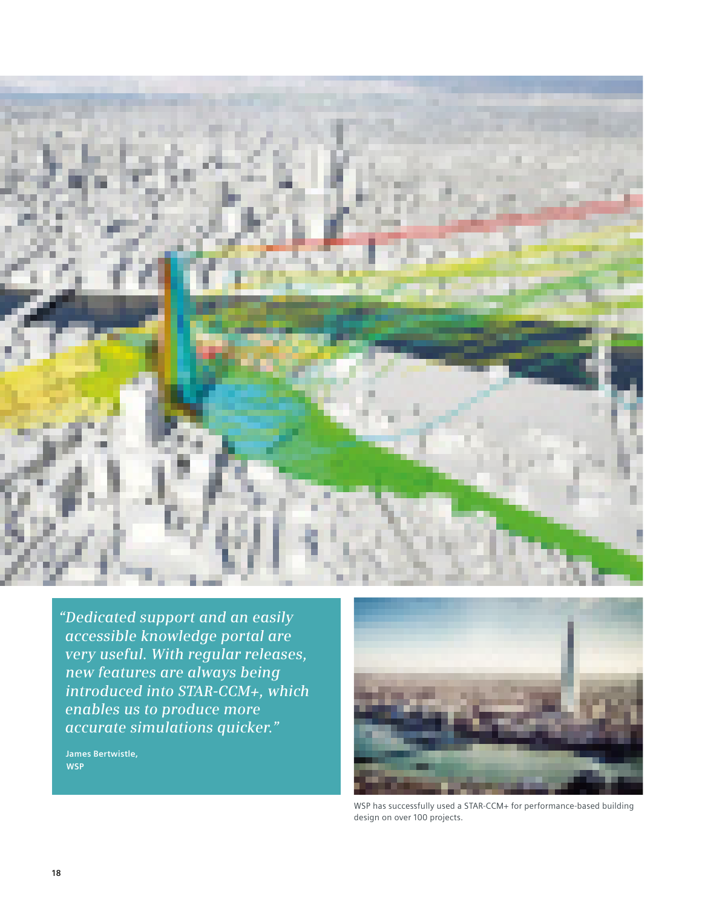*"Dedicated support and an easily accessible knowledge portal are very useful. With regular releases, new features are always being introduced into STAR-CCM+, which enables us to produce more accurate simulations quicker."*

**James Bertwistle, WSP**

WSP has successfully used a STAR-CCM+ for performance-based building design on over 100 projects.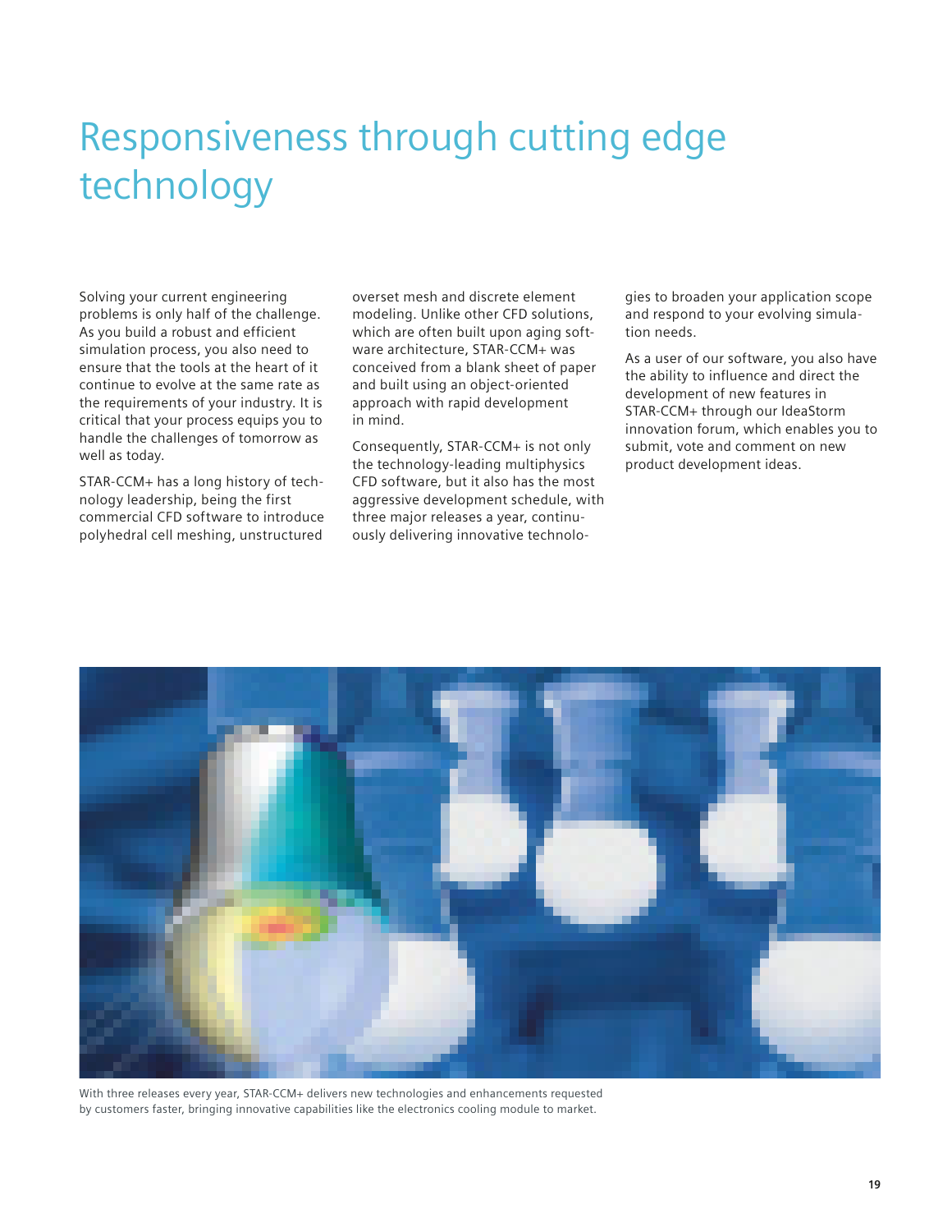# Responsiveness through cutting edge technology

Solving your current engineering problems is only half of the challenge. As you build a robust and efficient simulation process, you also need to ensure that the tools at the heart of it continue to evolve at the same rate as the requirements of your industry. It is critical that your process equips you to handle the challenges of tomorrow as well as today.

STAR-CCM+ has a long history of technology leadership, being the first commercial CFD software to introduce polyhedral cell meshing, unstructured overset mesh and discrete element modeling. Unlike other CFD solutions, which are often built upon aging software architecture, STAR-CCM+ was conceived from a blank sheet of paper and built using an object-oriented approach with rapid development in mind.

Consequently, STAR-CCM+ is not only the technology-leading multiphysics CFD software, but it also has the most aggressive development schedule, with three major releases a year, continuously delivering innovative technologies to broaden your application scope and respond to your evolving simulation needs.

As a user of our software, you also have the ability to influence and direct the development of new features in STAR-CCM+ through our IdeaStorm innovation forum, which enables you to submit, vote and comment on new product development ideas.

With three releases every year, STAR-CCM+ delivers new technologies and enhancements requested by customers faster, bringing innovative capabilities like the electronics cooling module to market.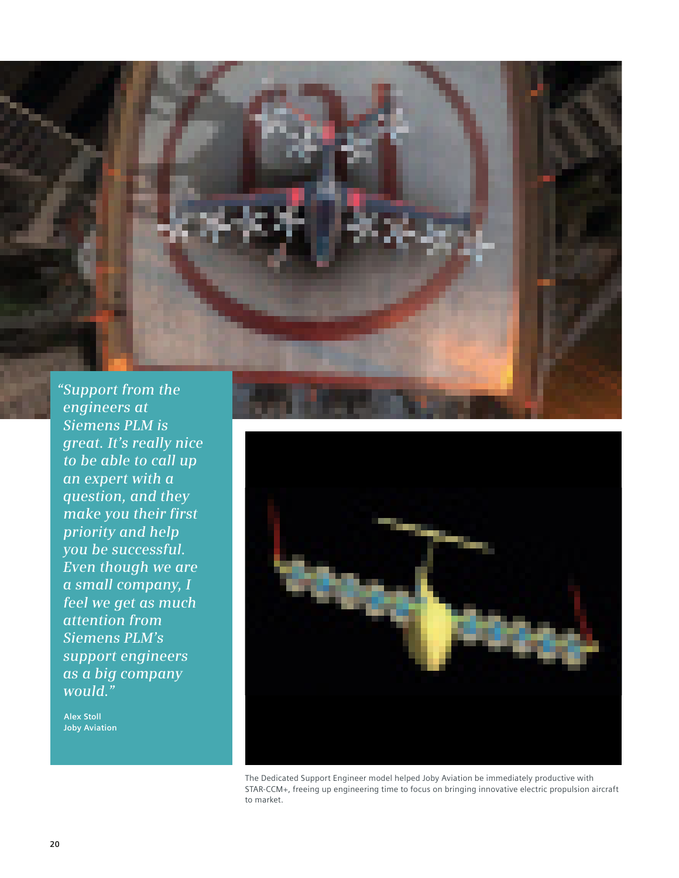*"Support from the engineers at Siemens PLM is great. It's really nice to be able to call up an expert with a question, and they make you their first priority and help you be successful. Even though we are a small company, I feel we get as much attention from Siemens PLM's support engineers as a big company would."*

**Alex Stoll**
**Joby Aviation**

The Dedicated Support Engineer model helped Joby Aviation be immediately productive with STAR-CCM+, freeing up engineering time to focus on bringing innovative electric propulsion aircraft to market.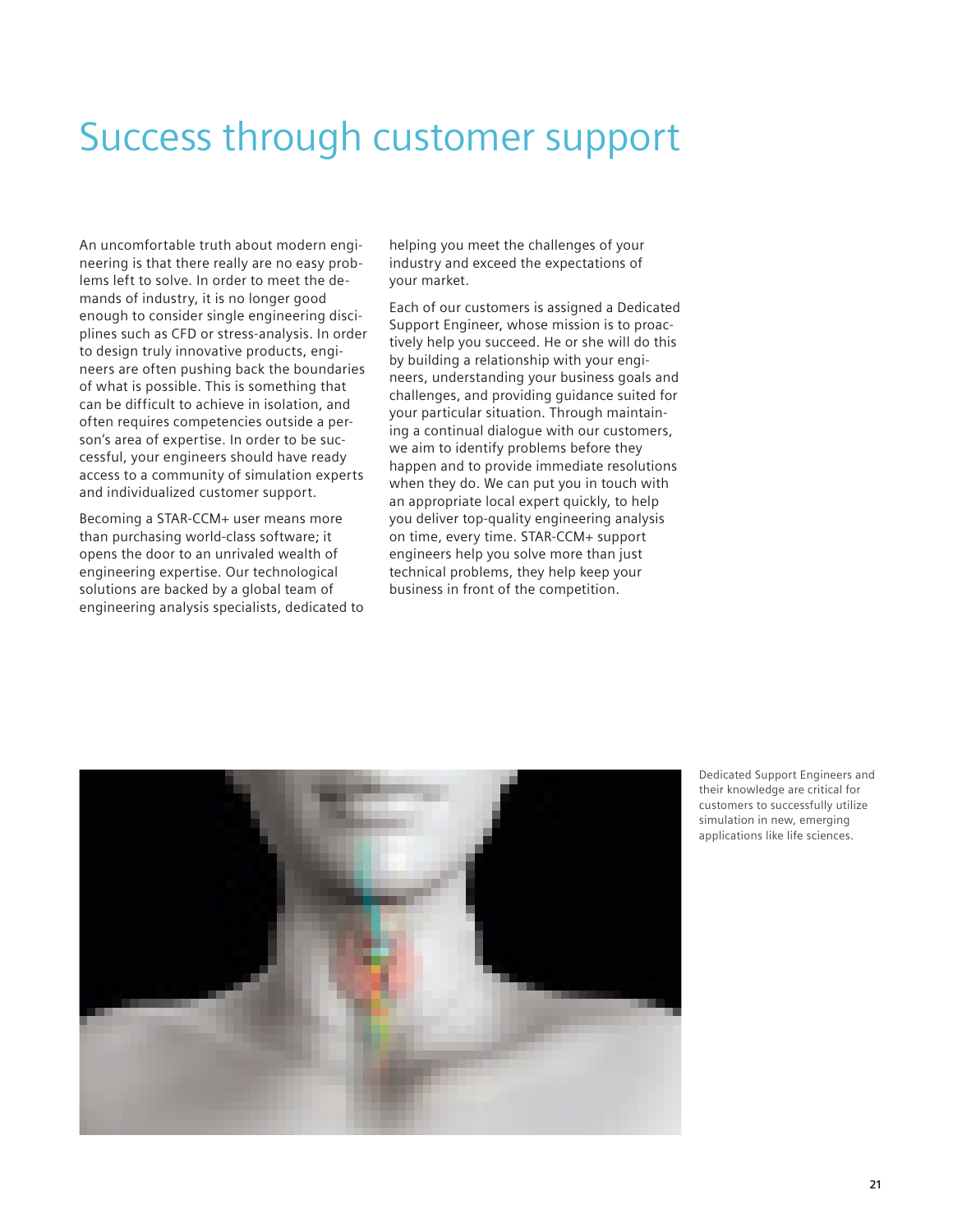# Success through customer support

An uncomfortable truth about modern engineering is that there really are no easy problems left to solve. In order to meet the demands of industry, it is no longer good enough to consider single engineering disciplines such as CFD or stress-analysis. In order to design truly innovative products, engineers are often pushing back the boundaries of what is possible. This is something that can be difficult to achieve in isolation, and often requires competencies outside a person's area of expertise. In order to be successful, your engineers should have ready access to a community of simulation experts and individualized customer support.

Becoming a STAR-CCM+ user means more than purchasing world-class software; it opens the door to an unrivaled wealth of engineering expertise. Our technological solutions are backed by a global team of engineering analysis specialists, dedicated to helping you meet the challenges of your industry and exceed the expectations of your market.

Each of our customers is assigned a Dedicated Support Engineer, whose mission is to proactively help you succeed. He or she will do this by building a relationship with your engineers, understanding your business goals and challenges, and providing guidance suited for your particular situation. Through maintaining a continual dialogue with our customers, we aim to identify problems before they happen and to provide immediate resolutions when they do. We can put you in touch with an appropriate local expert quickly, to help you deliver top-quality engineering analysis on time, every time. STAR-CCM+ support engineers help you solve more than just technical problems, they help keep your business in front of the competition.

Dedicated Support Engineers and their knowledge are critical for customers to successfully utilize simulation in new, emerging applications like life sciences.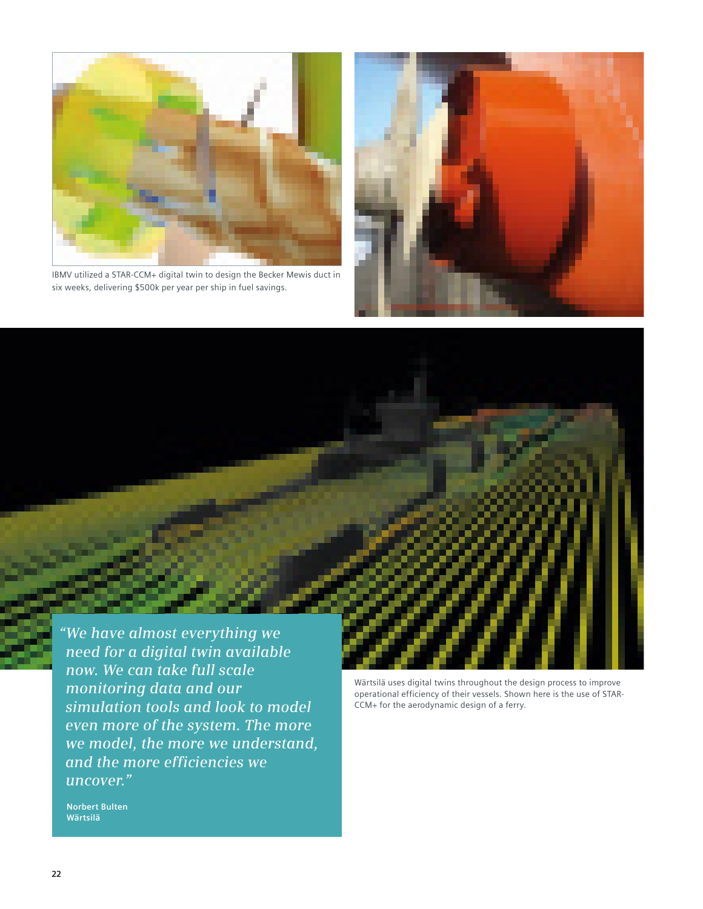IBMV utilized a STAR-CCM+ digital twin to design the Becker Mewis duct in six weeks, delivering $500k per year per ship in fuel savings.

*"We have almost everything we need for a digital twin available now. We can take full scale monitoring data and our simulation tools and look to model even more of the system. The more we model, the more we understand, and the more efficiencies we uncover."*

**Norbert Bulten**
**Wärtsilä**

Wärtsilä uses digital twins throughout the design process to improve operational efficiency of their vessels. Shown here is the use of STAR-CCM+ for the aerodynamic design of a ferry.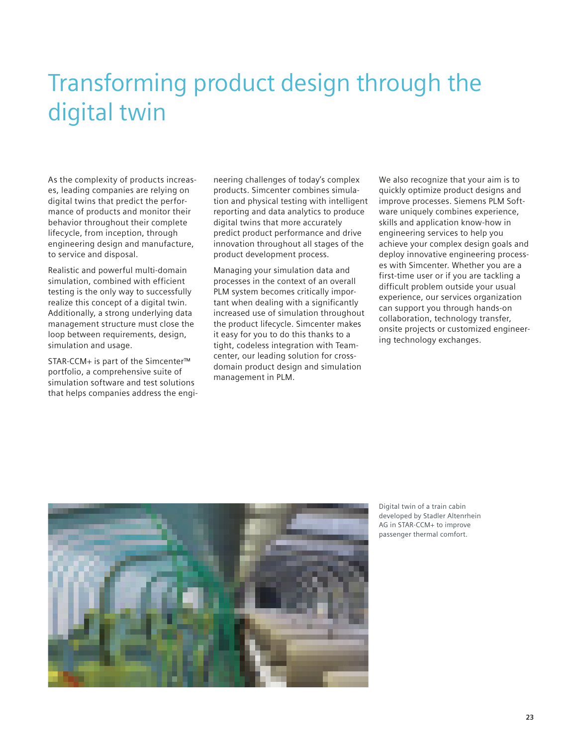# Transforming product design through the digital twin

As the complexity of products increases, leading companies are relying on digital twins that predict the performance of products and monitor their behavior throughout their complete lifecycle, from inception, through engineering design and manufacture, to service and disposal.

Realistic and powerful multi-domain simulation, combined with efficient testing is the only way to successfully realize this concept of a digital twin. Additionally, a strong underlying data management structure must close the loop between requirements, design, simulation and usage.

STAR-CCM+ is part of the Simcenter™ portfolio, a comprehensive suite of simulation software and test solutions that helps companies address the engineering challenges of today's complex products. Simcenter combines simulation and physical testing with intelligent reporting and data analytics to produce digital twins that more accurately predict product performance and drive innovation throughout all stages of the product development process.

Managing your simulation data and processes in the context of an overall PLM system becomes critically important when dealing with a significantly increased use of simulation throughout the product lifecycle. Simcenter makes it easy for you to do this thanks to a tight, codeless integration with Teamcenter, our leading solution for cross-domain product design and simulation management in PLM.

We also recognize that your aim is to quickly optimize product designs and improve processes. Siemens PLM Software uniquely combines experience, skills and application know-how in engineering services to help you achieve your complex design goals and deploy innovative engineering processes with Simcenter. Whether you are a first-time user or if you are tackling a difficult problem outside your usual experience, our services organization can support you through hands-on collaboration, technology transfer, onsite projects or customized engineering technology exchanges.

Digital twin of a train cabin developed by Stadler Altenrhein AG in STAR-CCM+ to improve passenger thermal comfort.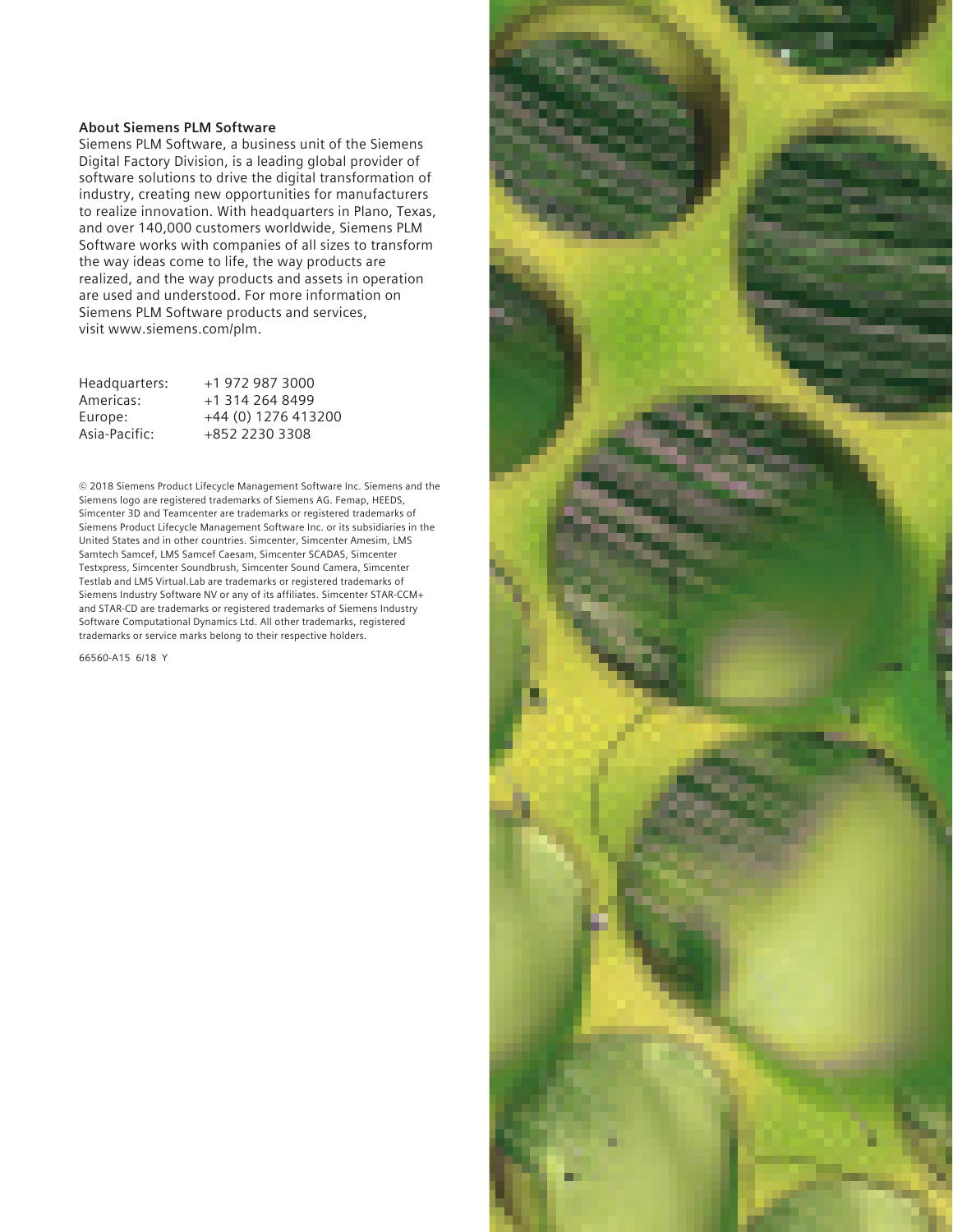**About Siemens PLM Software**

Siemens PLM Software, a business unit of the Siemens Digital Factory Division, is a leading global provider of software solutions to drive the digital transformation of industry, creating new opportunities for manufacturers to realize innovation. With headquarters in Plano, Texas, and over 140,000 customers worldwide, Siemens PLM Software works with companies of all sizes to transform the way ideas come to life, the way products are realized, and the way products and assets in operation are used and understood. For more information on Siemens PLM Software products and services, visit www.siemens.com/plm.

| | |
|---|---|
| Headquarters: | +1 972 987 3000 |
| Americas: | +1 314 264 8499 |
| Europe: | +44 (0) 1276 413200 |
| Asia-Pacific: | +852 2230 3308 |

© 2018 Siemens Product Lifecycle Management Software Inc. Siemens and the Siemens logo are registered trademarks of Siemens AG. Femap, HEEDS, Simcenter 3D and Teamcenter are trademarks or registered trademarks of Siemens Product Lifecycle Management Software Inc. or its subsidiaries in the United States and in other countries. Simcenter, Simcenter Amesim, LMS Samtech Samcef, LMS Samcef Caesam, Simcenter SCADAS, Simcenter Testxpress, Simcenter Soundbrush, Simcenter Sound Camera, Simcenter Testlab and LMS Virtual.Lab are trademarks or registered trademarks of Siemens Industry Software NV or any of its affiliates. Simcenter STAR-CCM+ and STAR-CD are trademarks or registered trademarks of Siemens Industry Software Computational Dynamics Ltd. All other trademarks, registered trademarks or service marks belong to their respective holders.

66560-A15 6/18 Y